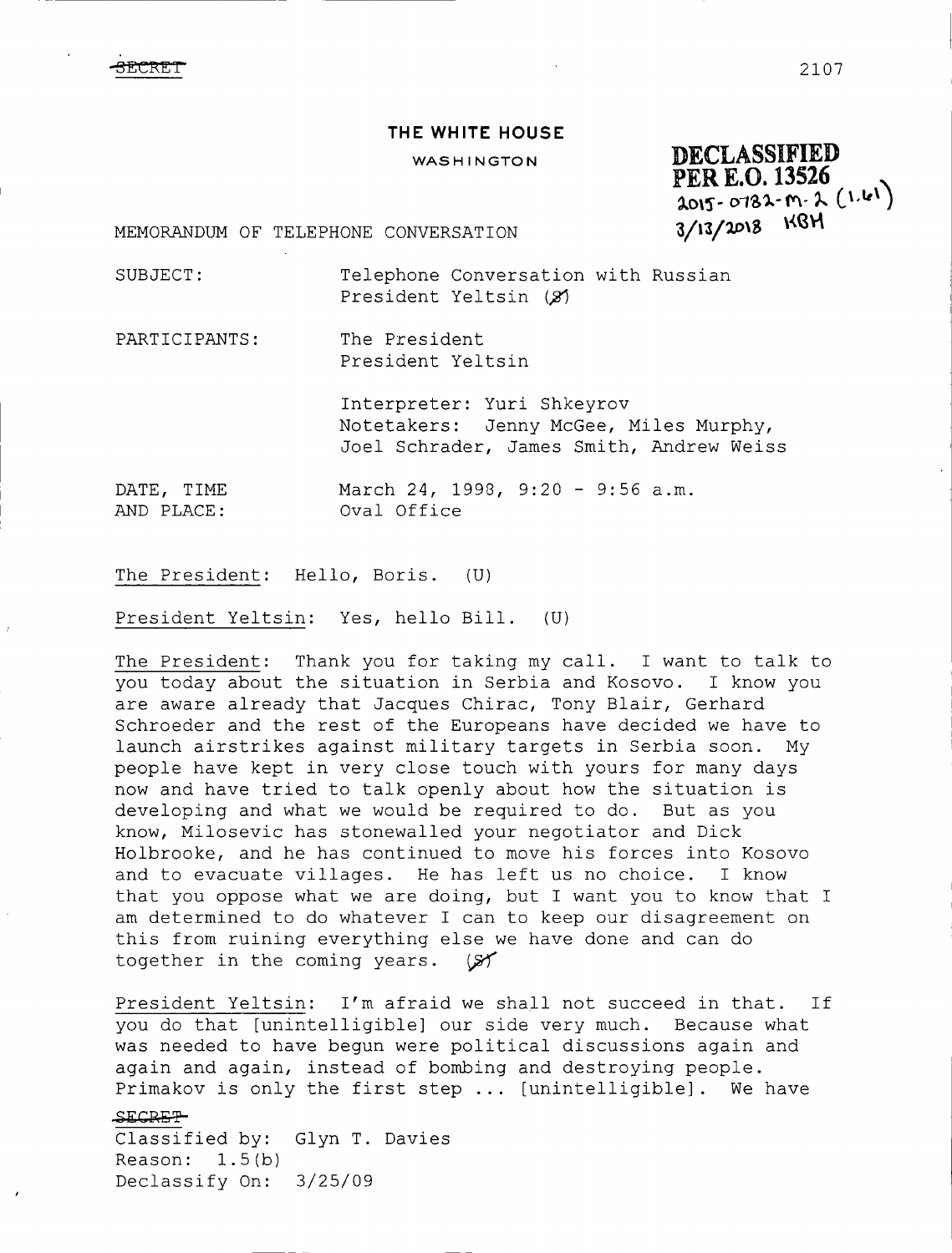~~SECRET~~

2107

**THE WHITE HOUSE**

WASHINGTON

**DECLASSIFIED**
**PER E.O. 13526**
2015-0782-M-2 (1.61)
3/13/2018 KBH

MEMORANDUM OF TELEPHONE CONVERSATION

SUBJECT: Telephone Conversation with Russian President Yeltsin (~~S~~)

PARTICIPANTS: The President
President Yeltsin

Interpreter: Yuri Shkeyrov
Notetakers: Jenny McGee, Miles Murphy, Joel Schrader, James Smith, Andrew Weiss

DATE, TIME AND PLACE: March 24, 1998, 9:20 - 9:56 a.m.
Oval Office

The President: Hello, Boris. (U)

President Yeltsin: Yes, hello Bill. (U)

The President: Thank you for taking my call. I want to talk to you today about the situation in Serbia and Kosovo. I know you are aware already that Jacques Chirac, Tony Blair, Gerhard Schroeder and the rest of the Europeans have decided we have to launch airstrikes against military targets in Serbia soon. My people have kept in very close touch with yours for many days now and have tried to talk openly about how the situation is developing and what we would be required to do. But as you know, Milosevic has stonewalled your negotiator and Dick Holbrooke, and he has continued to move his forces into Kosovo and to evacuate villages. He has left us no choice. I know that you oppose what we are doing, but I want you to know that I am determined to do whatever I can to keep our disagreement on this from ruining everything else we have done and can do together in the coming years. (~~S~~)

President Yeltsin: I'm afraid we shall not succeed in that. If you do that [unintelligible] our side very much. Because what was needed to have begun were political discussions again and again and again, instead of bombing and destroying people. Primakov is only the first step ... [unintelligible]. We have

~~SECRET~~
Classified by: Glyn T. Davies
Reason: 1.5(b)
Declassify On: 3/25/09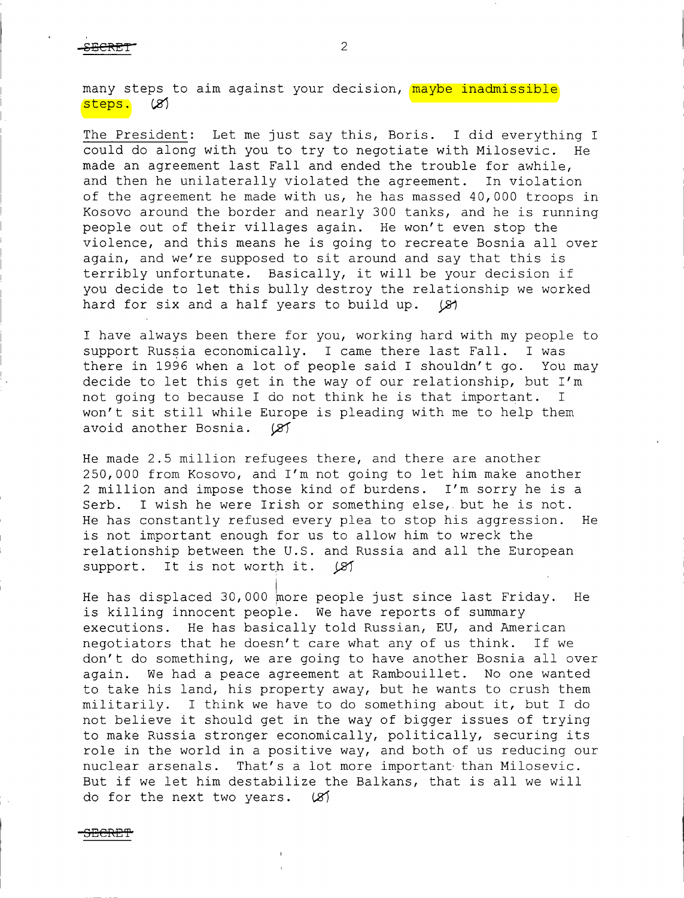many steps to aim against your decision, maybe inadmissible steps. (S)

The President: Let me just say this, Boris. I did everything I could do along with you to try to negotiate with Milosevic. He made an agreement last Fall and ended the trouble for awhile, and then he unilaterally violated the agreement. In violation of the agreement he made with us, he has massed 40,000 troops in Kosovo around the border and nearly 300 tanks, and he is running people out of their villages again. He won't even stop the violence, and this means he is going to recreate Bosnia all over again, and we're supposed to sit around and say that this is terribly unfortunate. Basically, it will be your decision if you decide to let this bully destroy the relationship we worked hard for six and a half years to build up. (S)

I have always been there for you, working hard with my people to support Russia economically. I came there last Fall. I was there in 1996 when a lot of people said I shouldn't go. You may decide to let this get in the way of our relationship, but I'm not going to because I do not think he is that important. I won't sit still while Europe is pleading with me to help them avoid another Bosnia. (S)

He made 2.5 million refugees there, and there are another 250,000 from Kosovo, and I'm not going to let him make another 2 million and impose those kind of burdens. I'm sorry he is a Serb. I wish he were Irish or something else, but he is not. He has constantly refused every plea to stop his aggression. He is not important enough for us to allow him to wreck the relationship between the U.S. and Russia and all the European support. It is not worth it. (S)

He has displaced 30,000 more people just since last Friday. He is killing innocent people. We have reports of summary executions. He has basically told Russian, EU, and American negotiators that he doesn't care what any of us think. If we don't do something, we are going to have another Bosnia all over again. We had a peace agreement at Rambouillet. No one wanted to take his land, his property away, but he wants to crush them militarily. I think we have to do something about it, but I do not believe it should get in the way of bigger issues of trying to make Russia stronger economically, politically, securing its role in the world in a positive way, and both of us reducing our nuclear arsenals. That's a lot more important than Milosevic. But if we let him destabilize the Balkans, that is all we will do for the next two years. (S)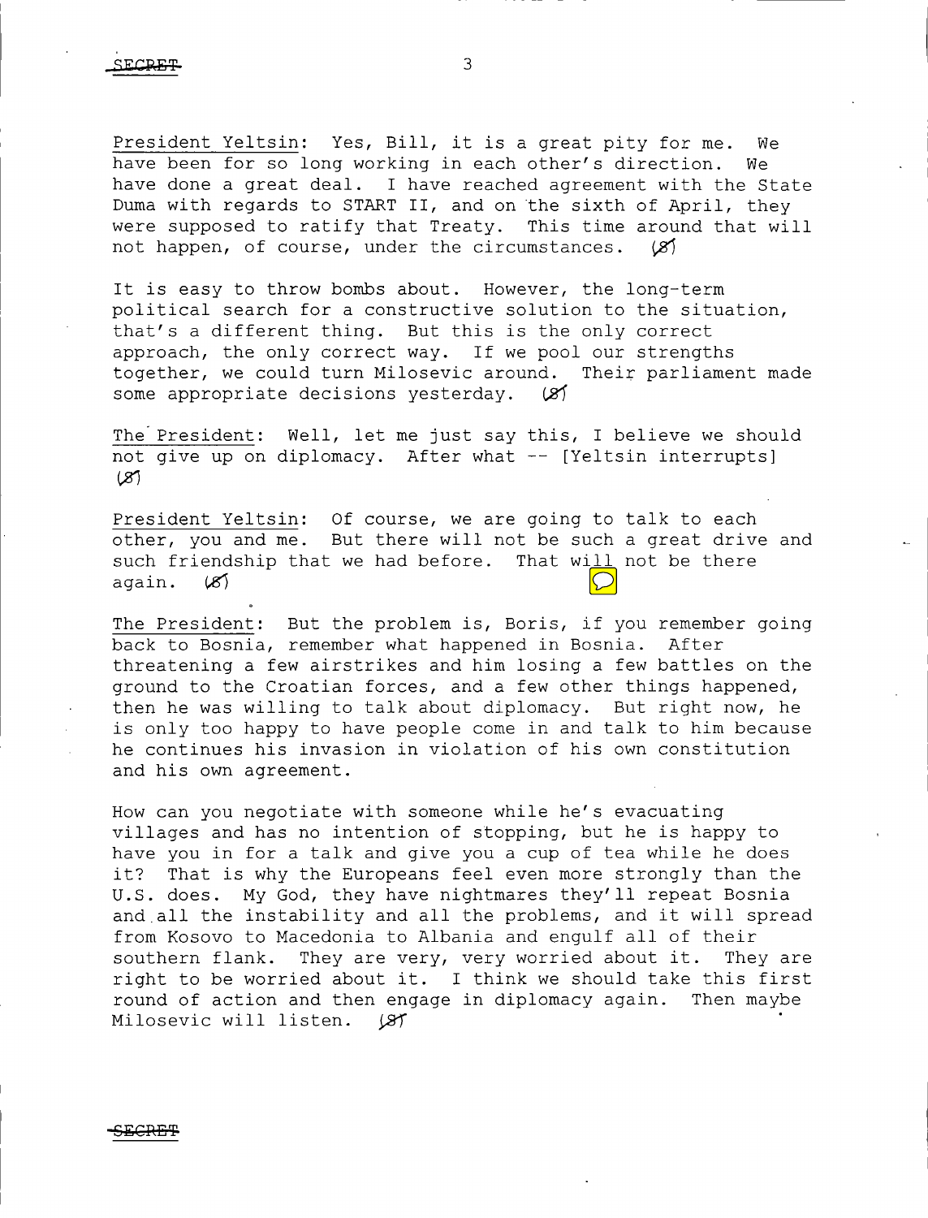President Yeltsin: Yes, Bill, it is a great pity for me. We have been for so long working in each other's direction. We have done a great deal. I have reached agreement with the State Duma with regards to START II, and on the sixth of April, they were supposed to ratify that Treaty. This time around that will not happen, of course, under the circumstances. (S)

It is easy to throw bombs about. However, the long-term political search for a constructive solution to the situation, that's a different thing. But this is the only correct approach, the only correct way. If we pool our strengths together, we could turn Milosevic around. Their parliament made some appropriate decisions yesterday. (S)

The President: Well, let me just say this, I believe we should not give up on diplomacy. After what -- [Yeltsin interrupts] (S)

President Yeltsin: Of course, we are going to talk to each other, you and me. But there will not be such a great drive and such friendship that we had before. That will not be there again. (S)

The President: But the problem is, Boris, if you remember going back to Bosnia, remember what happened in Bosnia. After threatening a few airstrikes and him losing a few battles on the ground to the Croatian forces, and a few other things happened, then he was willing to talk about diplomacy. But right now, he is only too happy to have people come in and talk to him because he continues his invasion in violation of his own constitution and his own agreement.

How can you negotiate with someone while he's evacuating villages and has no intention of stopping, but he is happy to have you in for a talk and give you a cup of tea while he does it? That is why the Europeans feel even more strongly than the U.S. does. My God, they have nightmares they'll repeat Bosnia and all the instability and all the problems, and it will spread from Kosovo to Macedonia to Albania and engulf all of their southern flank. They are very, very worried about it. They are right to be worried about it. I think we should take this first round of action and then engage in diplomacy again. Then maybe Milosevic will listen. (S)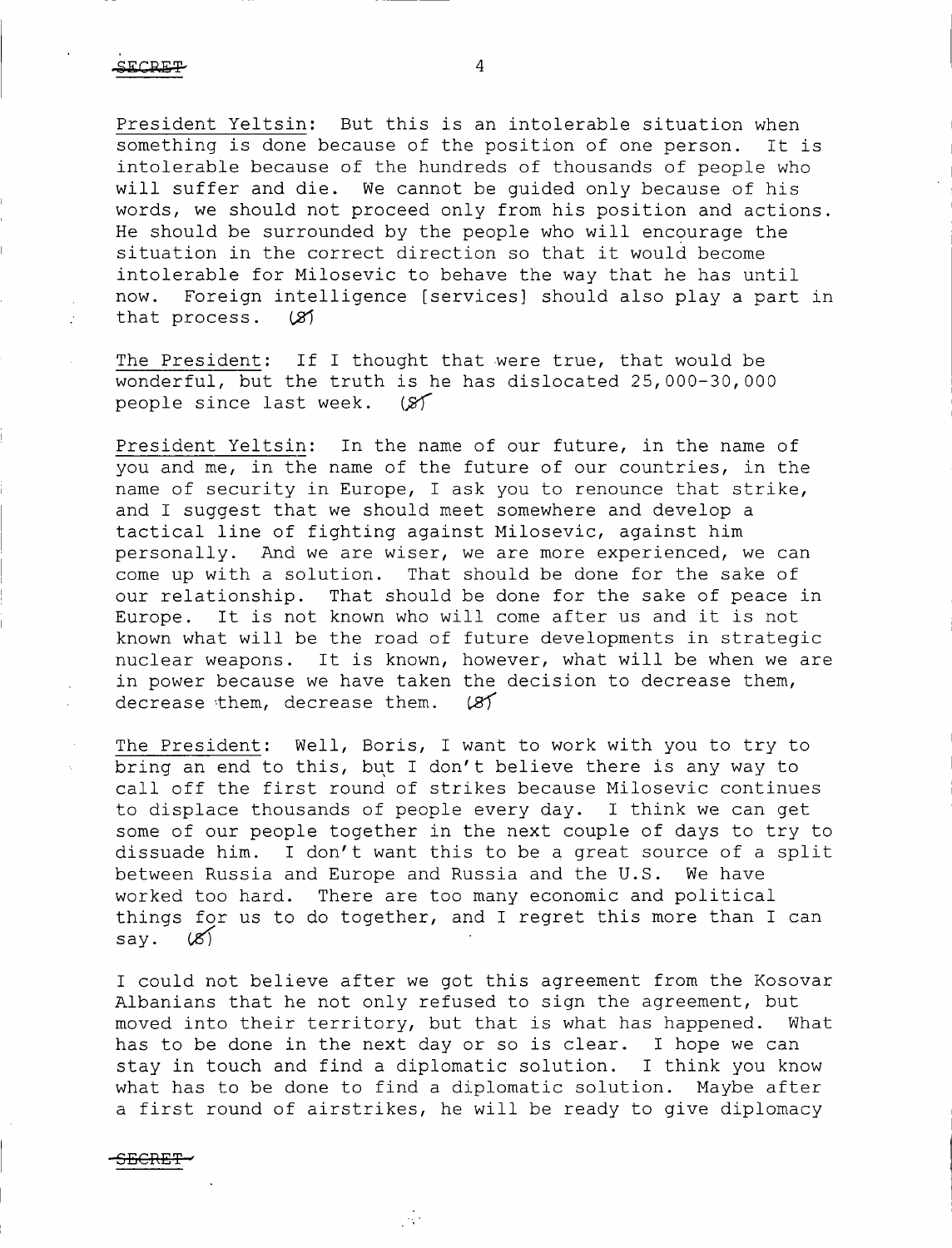President Yeltsin: But this is an intolerable situation when something is done because of the position of one person. It is intolerable because of the hundreds of thousands of people who will suffer and die. We cannot be guided only because of his words, we should not proceed only from his position and actions. He should be surrounded by the people who will encourage the situation in the correct direction so that it would become intolerable for Milosevic to behave the way that he has until now. Foreign intelligence [services] should also play a part in that process. (S)

The President: If I thought that were true, that would be wonderful, but the truth is he has dislocated 25,000-30,000 people since last week. (S)

President Yeltsin: In the name of our future, in the name of you and me, in the name of the future of our countries, in the name of security in Europe, I ask you to renounce that strike, and I suggest that we should meet somewhere and develop a tactical line of fighting against Milosevic, against him personally. And we are wiser, we are more experienced, we can come up with a solution. That should be done for the sake of our relationship. That should be done for the sake of peace in Europe. It is not known who will come after us and it is not known what will be the road of future developments in strategic nuclear weapons. It is known, however, what will be when we are in power because we have taken the decision to decrease them, decrease them, decrease them. (S)

The President: Well, Boris, I want to work with you to try to bring an end to this, but I don't believe there is any way to call off the first round of strikes because Milosevic continues to displace thousands of people every day. I think we can get some of our people together in the next couple of days to try to dissuade him. I don't want this to be a great source of a split between Russia and Europe and Russia and the U.S. We have worked too hard. There are too many economic and political things for us to do together, and I regret this more than I can say. (S)

I could not believe after we got this agreement from the Kosovar Albanians that he not only refused to sign the agreement, but moved into their territory, but that is what has happened. What has to be done in the next day or so is clear. I hope we can stay in touch and find a diplomatic solution. I think you know what has to be done to find a diplomatic solution. Maybe after a first round of airstrikes, he will be ready to give diplomacy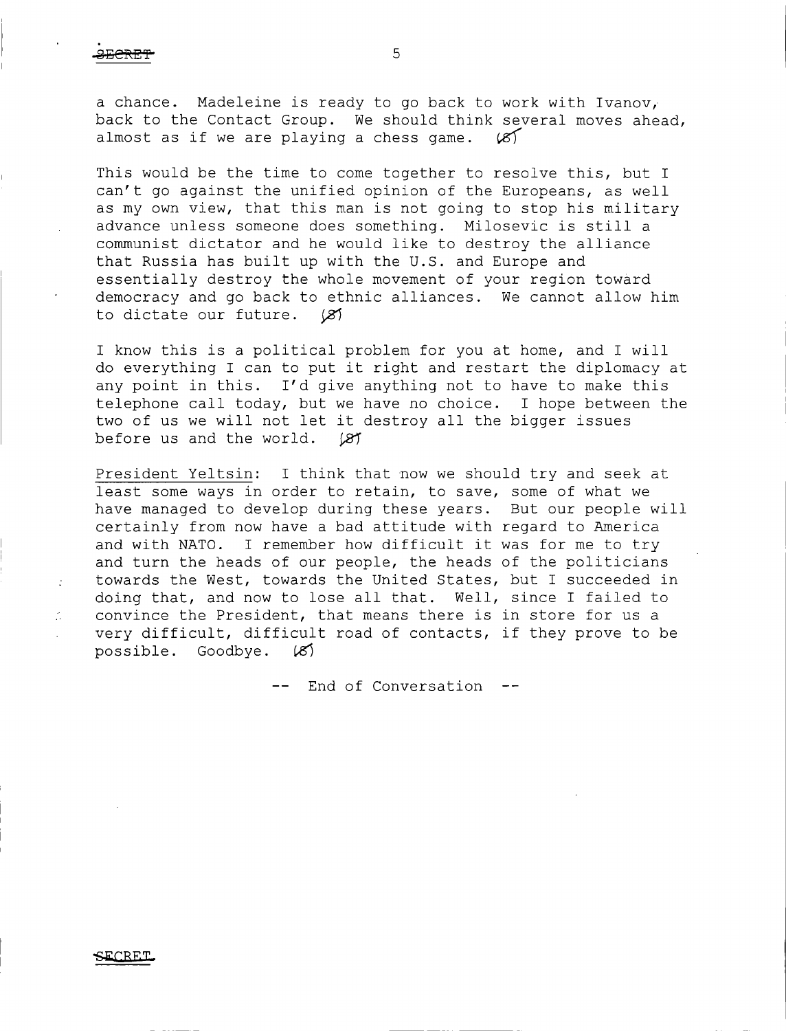a chance. Madeleine is ready to go back to work with Ivanov, back to the Contact Group. We should think several moves ahead, almost as if we are playing a chess game. (S)

This would be the time to come together to resolve this, but I can't go against the unified opinion of the Europeans, as well as my own view, that this man is not going to stop his military advance unless someone does something. Milosevic is still a communist dictator and he would like to destroy the alliance that Russia has built up with the U.S. and Europe and essentially destroy the whole movement of your region toward democracy and go back to ethnic alliances. We cannot allow him to dictate our future. (S)

I know this is a political problem for you at home, and I will do everything I can to put it right and restart the diplomacy at any point in this. I'd give anything not to have to make this telephone call today, but we have no choice. I hope between the two of us we will not let it destroy all the bigger issues before us and the world. (S)

President Yeltsin: I think that now we should try and seek at least some ways in order to retain, to save, some of what we have managed to develop during these years. But our people will certainly from now have a bad attitude with regard to America and with NATO. I remember how difficult it was for me to try and turn the heads of our people, the heads of the politicians towards the West, towards the United States, but I succeeded in doing that, and now to lose all that. Well, since I failed to convince the President, that means there is in store for us a very difficult, difficult road of contacts, if they prove to be possible. Goodbye. (S)

-- End of Conversation --